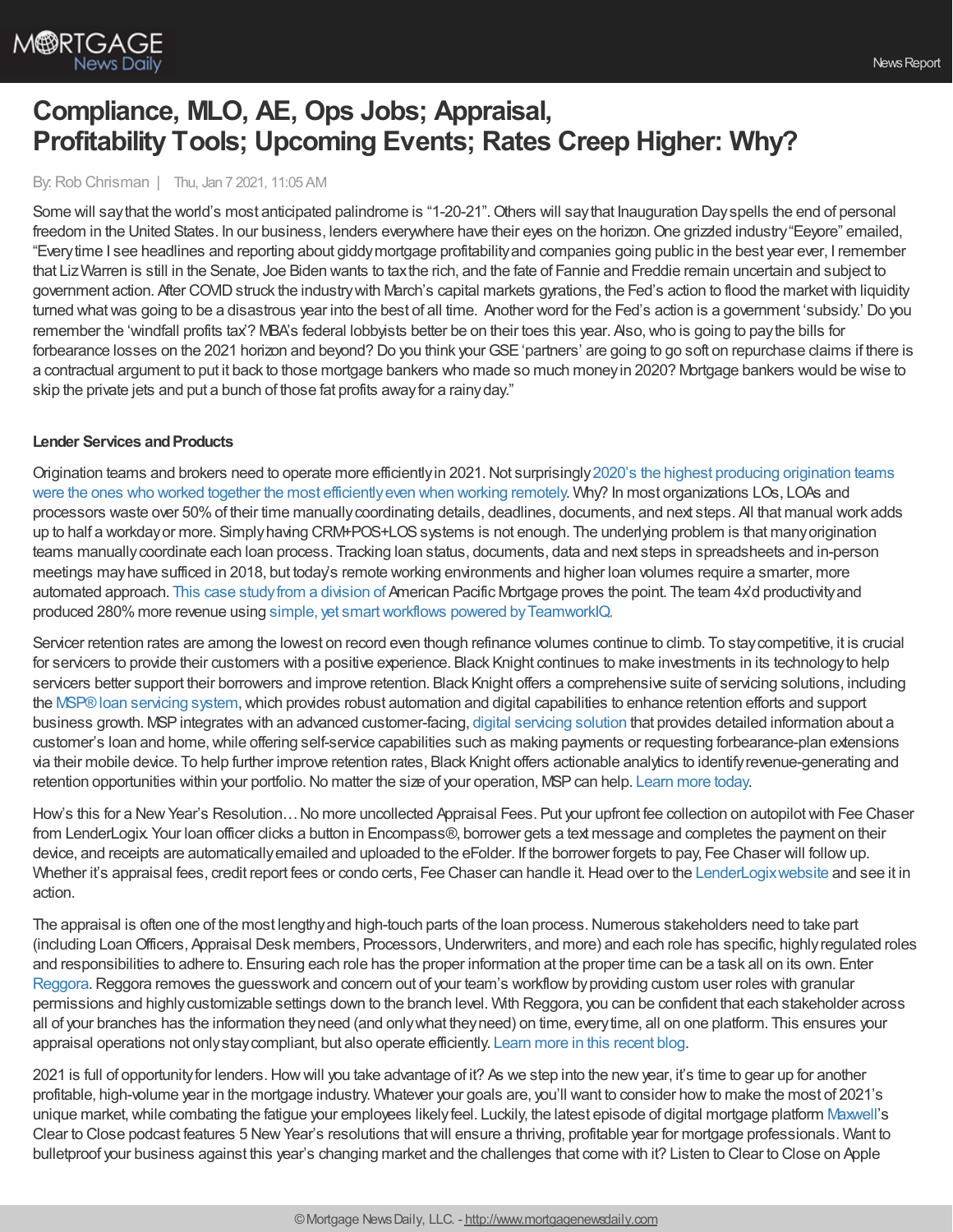# Compliance, MLO, AE, Ops Jobs; Appraisal, Profitability Tools; Upcoming Events; Rates Creep Higher: Why?

By: Rob Chrisman | Thu, Jan 7 2021, 11:05 AM

Some will say that the world's most anticipated palindrome is "1-20-21". Others will say that Inauguration Day spells the end of personal freedom in the United States. In our business, lenders everywhere have their eyes on the horizon. One grizzled industry "Eeyore" emailed, "Every time I see headlines and reporting about giddy mortgage profitability and companies going public in the best year ever, I remember that Liz Warren is still in the Senate, Joe Biden wants to tax the rich, and the fate of Fannie and Freddie remain uncertain and subject to government action. After COVID struck the industry with March's capital markets gyrations, the Fed's action to flood the market with liquidity turned what was going to be a disastrous year into the best of all time. Another word for the Fed's action is a government 'subsidy.' Do you remember the 'windfall profits tax'? MBA's federal lobbyists better be on their toes this year. Also, who is going to pay the bills for forbearance losses on the 2021 horizon and beyond? Do you think your GSE 'partners' are going to go soft on repurchase claims if there is a contractual argument to put it back to those mortgage bankers who made so much money in 2020? Mortgage bankers would be wise to skip the private jets and put a bunch of those fat profits away for a rainy day."

**Lender Services and Products**

Origination teams and brokers need to operate more efficiently in 2021. Not surprisingly 2020's the highest producing origination teams were the ones who worked together the most efficiently even when working remotely. Why? In most organizations LOs, LOAs and processors waste over 50% of their time manually coordinating details, deadlines, documents, and next steps. All that manual work adds up to half a workday or more. Simply having CRM+POS+LOS systems is not enough. The underlying problem is that many origination teams manually coordinate each loan process. Tracking loan status, documents, data and next steps in spreadsheets and in-person meetings may have sufficed in 2018, but today's remote working environments and higher loan volumes require a smarter, more automated approach. This case study from a division of American Pacific Mortgage proves the point. The team 4x'd productivity and produced 280% more revenue using simple, yet smart workflows powered by TeamworkIQ.

Servicer retention rates are among the lowest on record even though refinance volumes continue to climb. To stay competitive, it is crucial for servicers to provide their customers with a positive experience. Black Knight continues to make investments in its technology to help servicers better support their borrowers and improve retention. Black Knight offers a comprehensive suite of servicing solutions, including the MSP® loan servicing system, which provides robust automation and digital capabilities to enhance retention efforts and support business growth. MSP integrates with an advanced customer-facing, digital servicing solution that provides detailed information about a customer's loan and home, while offering self-service capabilities such as making payments or requesting forbearance-plan extensions via their mobile device. To help further improve retention rates, Black Knight offers actionable analytics to identify revenue-generating and retention opportunities within your portfolio. No matter the size of your operation, MSP can help. Learn more today.

How's this for a New Year's Resolution… No more uncollected Appraisal Fees. Put your upfront fee collection on autopilot with Fee Chaser from LenderLogix. Your loan officer clicks a button in Encompass®, borrower gets a text message and completes the payment on their device, and receipts are automatically emailed and uploaded to the eFolder. If the borrower forgets to pay, Fee Chaser will follow up. Whether it's appraisal fees, credit report fees or condo certs, Fee Chaser can handle it. Head over to the LenderLogix website and see it in action.

The appraisal is often one of the most lengthy and high-touch parts of the loan process. Numerous stakeholders need to take part (including Loan Officers, Appraisal Desk members, Processors, Underwriters, and more) and each role has specific, highly regulated roles and responsibilities to adhere to. Ensuring each role has the proper information at the proper time can be a task all on its own. Enter Reggora. Reggora removes the guesswork and concern out of your team's workflow by providing custom user roles with granular permissions and highly customizable settings down to the branch level. With Reggora, you can be confident that each stakeholder across all of your branches has the information they need (and only what they need) on time, every time, all on one platform. This ensures your appraisal operations not only stay compliant, but also operate efficiently. Learn more in this recent blog.

2021 is full of opportunity for lenders. How will you take advantage of it? As we step into the new year, it's time to gear up for another profitable, high-volume year in the mortgage industry. Whatever your goals are, you'll want to consider how to make the most of 2021's unique market, while combating the fatigue your employees likely feel. Luckily, the latest episode of digital mortgage platform Maxwell's Clear to Close podcast features 5 New Year's resolutions that will ensure a thriving, profitable year for mortgage professionals. Want to bulletproof your business against this year's changing market and the challenges that come with it? Listen to Clear to Close on Apple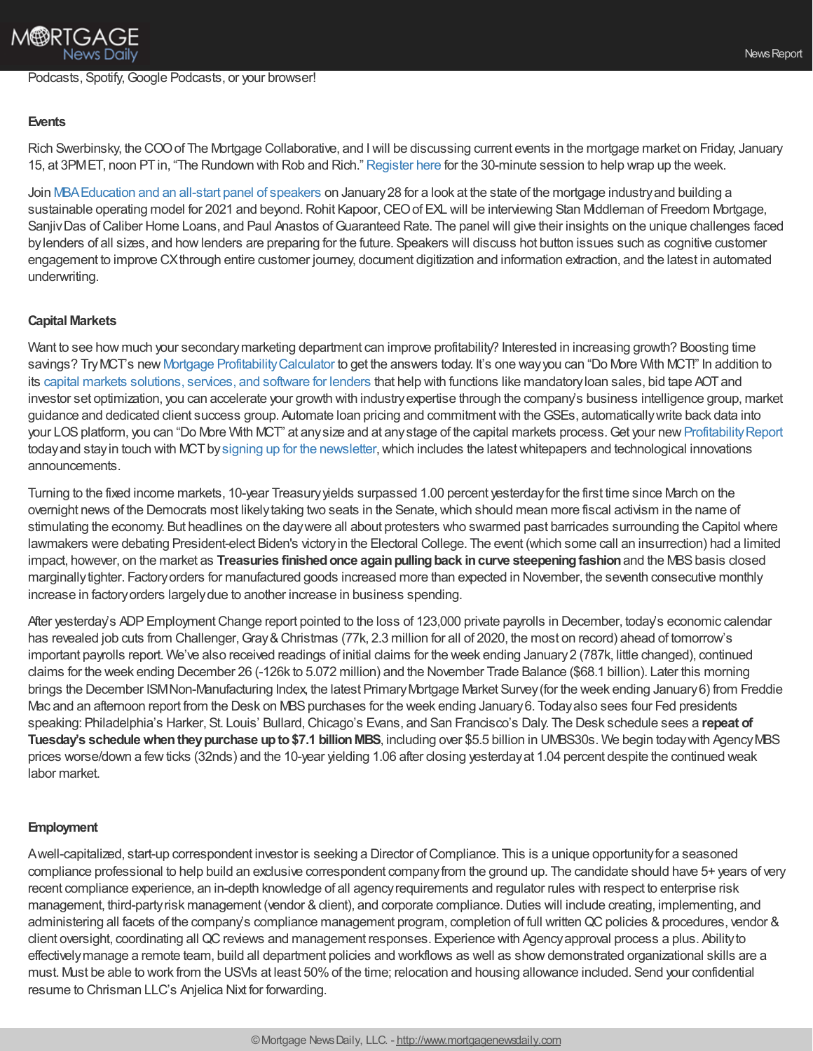Podcasts, Spotify, Google Podcasts, or your browser!

**Events**

Rich Swerbinsky, the COO of The Mortgage Collaborative, and I will be discussing current events in the mortgage market on Friday, January 15, at 3PM ET, noon PT in, "The Rundown with Rob and Rich." Register here for the 30-minute session to help wrap up the week.

Join MBA Education and an all-start panel of speakers on January 28 for a look at the state of the mortgage industry and building a sustainable operating model for 2021 and beyond. Rohit Kapoor, CEO of EXL will be interviewing Stan Middleman of Freedom Mortgage, Sanjiv Das of Caliber Home Loans, and Paul Anastos of Guaranteed Rate. The panel will give their insights on the unique challenges faced by lenders of all sizes, and how lenders are preparing for the future. Speakers will discuss hot button issues such as cognitive customer engagement to improve CX through entire customer journey, document digitization and information extraction, and the latest in automated underwriting.

**Capital Markets**

Want to see how much your secondary marketing department can improve profitability? Interested in increasing growth? Boosting time savings? Try MCT's new Mortgage Profitability Calculator to get the answers today. It's one way you can "Do More With MCT!" In addition to its capital markets solutions, services, and software for lenders that help with functions like mandatory loan sales, bid tape AOT and investor set optimization, you can accelerate your growth with industry expertise through the company's business intelligence group, market guidance and dedicated client success group. Automate loan pricing and commitment with the GSEs, automatically write back data into your LOS platform, you can "Do More With MCT" at any size and at any stage of the capital markets process. Get your new Profitability Report today and stay in touch with MCT by signing up for the newsletter, which includes the latest whitepapers and technological innovations announcements.

Turning to the fixed income markets, 10-year Treasury yields surpassed 1.00 percent yesterday for the first time since March on the overnight news of the Democrats most likely taking two seats in the Senate, which should mean more fiscal activism in the name of stimulating the economy. But headlines on the day were all about protesters who swarmed past barricades surrounding the Capitol where lawmakers were debating President-elect Biden's victory in the Electoral College. The event (which some call an insurrection) had a limited impact, however, on the market as **Treasuries finished once again pulling back in curve steepening fashion** and the MBS basis closed marginally tighter. Factory orders for manufactured goods increased more than expected in November, the seventh consecutive monthly increase in factory orders largely due to another increase in business spending.

After yesterday's ADP Employment Change report pointed to the loss of 123,000 private payrolls in December, today's economic calendar has revealed job cuts from Challenger, Gray & Christmas (77k, 2.3 million for all of 2020, the most on record) ahead of tomorrow's important payrolls report. We've also received readings of initial claims for the week ending January 2 (787k, little changed), continued claims for the week ending December 26 (-126k to 5.072 million) and the November Trade Balance ($68.1 billion). Later this morning brings the December ISM Non-Manufacturing Index, the latest Primary Mortgage Market Survey (for the week ending January 6) from Freddie Mac and an afternoon report from the Desk on MBS purchases for the week ending January 6. Today also sees four Fed presidents speaking: Philadelphia's Harker, St. Louis' Bullard, Chicago's Evans, and San Francisco's Daly. The Desk schedule sees a **repeat of Tuesday's schedule when they purchase up to $7.1 billion MBS**, including over $5.5 billion in UMBS30s. We begin today with Agency MBS prices worse/down a few ticks (32nds) and the 10-year yielding 1.06 after closing yesterday at 1.04 percent despite the continued weak labor market.

**Employment**

A well-capitalized, start-up correspondent investor is seeking a Director of Compliance. This is a unique opportunity for a seasoned compliance professional to help build an exclusive correspondent company from the ground up. The candidate should have 5+ years of very recent compliance experience, an in-depth knowledge of all agency requirements and regulator rules with respect to enterprise risk management, third-party risk management (vendor & client), and corporate compliance. Duties will include creating, implementing, and administering all facets of the company's compliance management program, completion of full written QC policies & procedures, vendor & client oversight, coordinating all QC reviews and management responses. Experience with Agency approval process a plus. Ability to effectively manage a remote team, build all department policies and workflows as well as show demonstrated organizational skills are a must. Must be able to work from the USVI at least 50% of the time; relocation and housing allowance included. Send your confidential resume to Chrisman LLC's Anjelica Nixt for forwarding.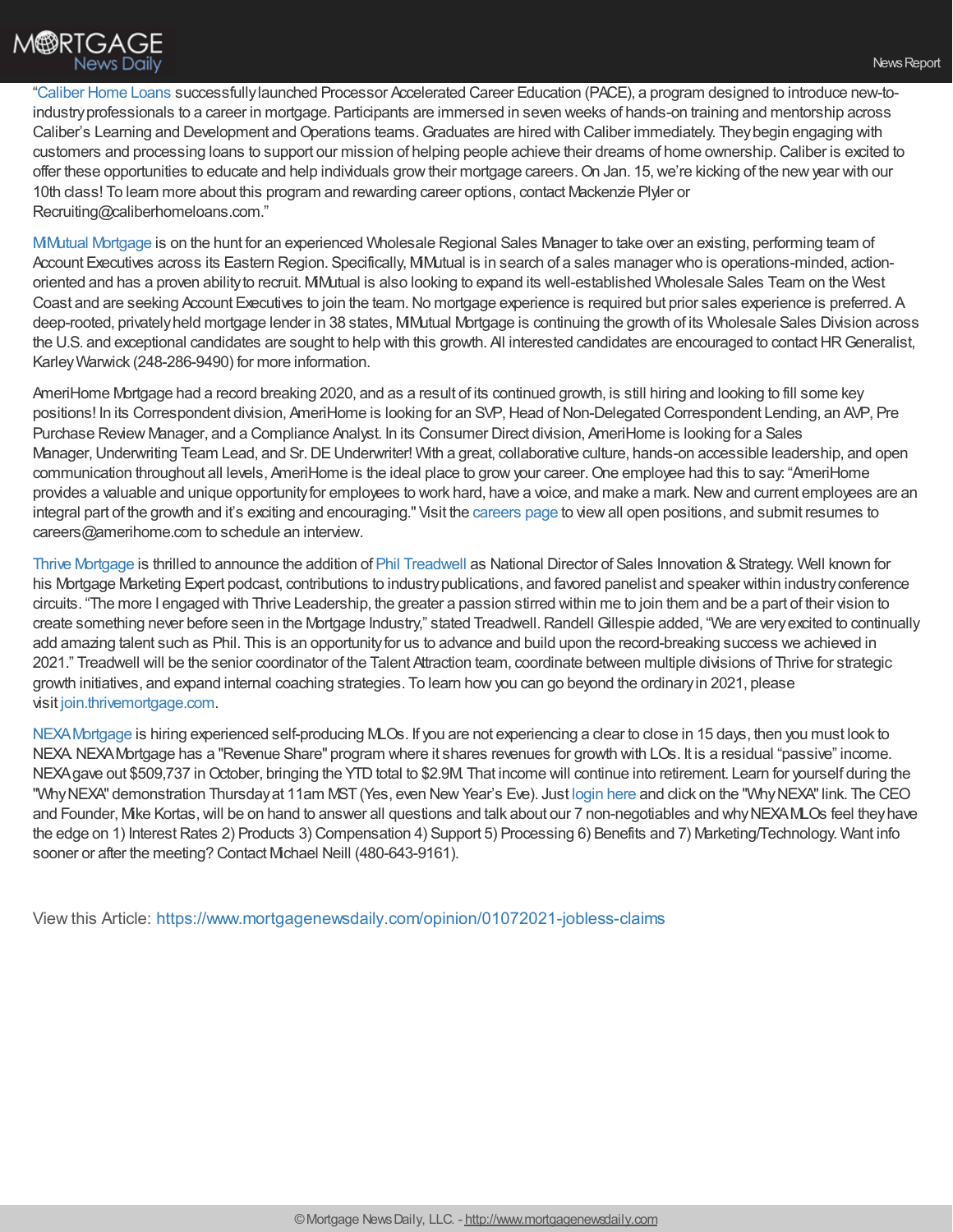"Caliber Home Loans successfully launched Processor Accelerated Career Education (PACE), a program designed to introduce new-to-industry professionals to a career in mortgage. Participants are immersed in seven weeks of hands-on training and mentorship across Caliber's Learning and Development and Operations teams. Graduates are hired with Caliber immediately. They begin engaging with customers and processing loans to support our mission of helping people achieve their dreams of home ownership. Caliber is excited to offer these opportunities to educate and help individuals grow their mortgage careers. On Jan. 15, we're kicking of the new year with our 10th class! To learn more about this program and rewarding career options, contact Mackenzie Plyler or Recruiting@caliberhomeloans.com."

MiMutual Mortgage is on the hunt for an experienced Wholesale Regional Sales Manager to take over an existing, performing team of Account Executives across its Eastern Region. Specifically, MiMutual is in search of a sales manager who is operations-minded, action-oriented and has a proven ability to recruit. MiMutual is also looking to expand its well-established Wholesale Sales Team on the West Coast and are seeking Account Executives to join the team. No mortgage experience is required but prior sales experience is preferred. A deep-rooted, privately held mortgage lender in 38 states, MiMutual Mortgage is continuing the growth of its Wholesale Sales Division across the U.S. and exceptional candidates are sought to help with this growth. All interested candidates are encouraged to contact HR Generalist, Karley Warwick (248-286-9490) for more information.

AmeriHome Mortgage had a record breaking 2020, and as a result of its continued growth, is still hiring and looking to fill some key positions! In its Correspondent division, AmeriHome is looking for an SVP, Head of Non-Delegated Correspondent Lending, an AVP, Pre Purchase Review Manager, and a Compliance Analyst. In its Consumer Direct division, AmeriHome is looking for a Sales Manager, Underwriting Team Lead, and Sr. DE Underwriter! With a great, collaborative culture, hands-on accessible leadership, and open communication throughout all levels, AmeriHome is the ideal place to grow your career. One employee had this to say: "AmeriHome provides a valuable and unique opportunity for employees to work hard, have a voice, and make a mark. New and current employees are an integral part of the growth and it's exciting and encouraging." Visit the careers page to view all open positions, and submit resumes to careers@amerihome.com to schedule an interview.

Thrive Mortgage is thrilled to announce the addition of Phil Treadwell as National Director of Sales Innovation & Strategy. Well known for his Mortgage Marketing Expert podcast, contributions to industry publications, and favored panelist and speaker within industry conference circuits. "The more I engaged with Thrive Leadership, the greater a passion stirred within me to join them and be a part of their vision to create something never before seen in the Mortgage Industry," stated Treadwell. Randell Gillespie added, "We are very excited to continually add amazing talent such as Phil. This is an opportunity for us to advance and build upon the record-breaking success we achieved in 2021." Treadwell will be the senior coordinator of the Talent Attraction team, coordinate between multiple divisions of Thrive for strategic growth initiatives, and expand internal coaching strategies. To learn how you can go beyond the ordinary in 2021, please visit join.thrivemortgage.com.

NEXA Mortgage is hiring experienced self-producing MLOs. If you are not experiencing a clear to close in 15 days, then you must look to NEXA. NEXA Mortgage has a "Revenue Share" program where it shares revenues for growth with LOs. It is a residual "passive" income. NEXA gave out $509,737 in October, bringing the YTD total to $2.9M. That income will continue into retirement. Learn for yourself during the "Why NEXA" demonstration Thursday at 11am MST (Yes, even New Year's Eve). Just login here and click on the "Why NEXA" link. The CEO and Founder, Mike Kortas, will be on hand to answer all questions and talk about our 7 non-negotiables and why NEXA MLOs feel they have the edge on 1) Interest Rates 2) Products 3) Compensation 4) Support 5) Processing 6) Benefits and 7) Marketing/Technology. Want info sooner or after the meeting? Contact Michael Neill (480-643-9161).

View this Article: https://www.mortgagenewsdaily.com/opinion/01072021-jobless-claims